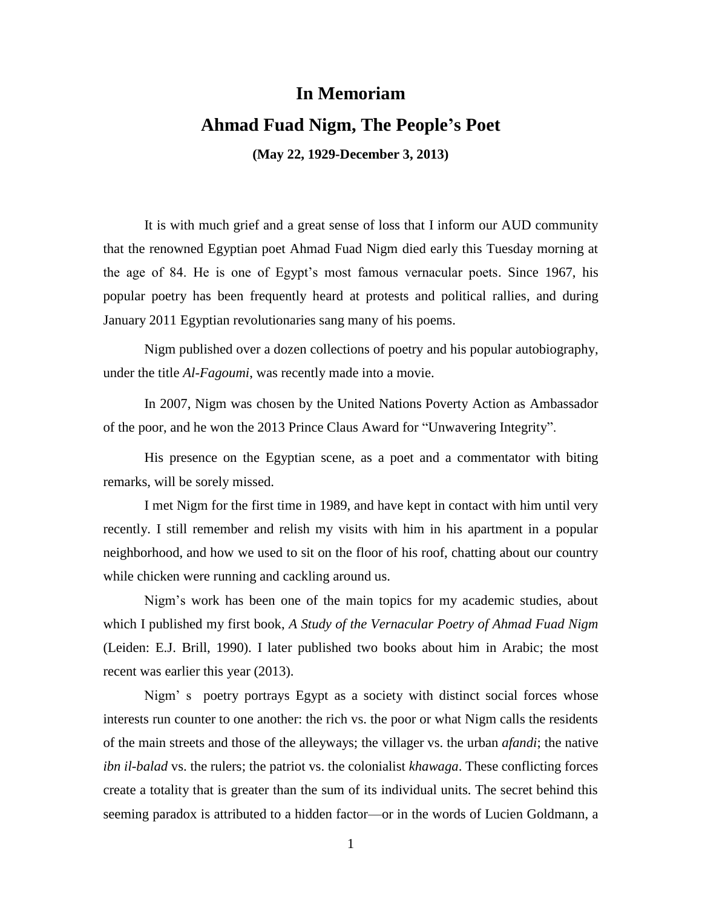# In Memoriam

## Ahmad Fuad Nigm, The People's Poet

**(May 22, 1929-December 3, 2013)**

It is with much grief and a great sense of loss that I inform our AUD community that the renowned Egyptian poet Ahmad Fuad Nigm died early this Tuesday morning at the age of 84. He is one of Egypt's most famous vernacular poets. Since 1967, his popular poetry has been frequently heard at protests and political rallies, and during January 2011 Egyptian revolutionaries sang many of his poems.

Nigm published over a dozen collections of poetry and his popular autobiography, under the title *Al-Fagoumi*, was recently made into a movie.

In 2007, Nigm was chosen by the United Nations Poverty Action as Ambassador of the poor, and he won the 2013 Prince Claus Award for "Unwavering Integrity".

His presence on the Egyptian scene, as a poet and a commentator with biting remarks, will be sorely missed.

I met Nigm for the first time in 1989, and have kept in contact with him until very recently. I still remember and relish my visits with him in his apartment in a popular neighborhood, and how we used to sit on the floor of his roof, chatting about our country while chicken were running and cackling around us.

Nigm's work has been one of the main topics for my academic studies, about which I published my first book, *A Study of the Vernacular Poetry of Ahmad Fuad Nigm* (Leiden: E.J. Brill, 1990). I later published two books about him in Arabic; the most recent was earlier this year (2013).

Nigm' s poetry portrays Egypt as a society with distinct social forces whose interests run counter to one another: the rich vs. the poor or what Nigm calls the residents of the main streets and those of the alleyways; the villager vs. the urban *afandi*; the native *ibn il-balad* vs. the rulers; the patriot vs. the colonialist *khawaga*. These conflicting forces create a totality that is greater than the sum of its individual units. The secret behind this seeming paradox is attributed to a hidden factor—or in the words of Lucien Goldmann, a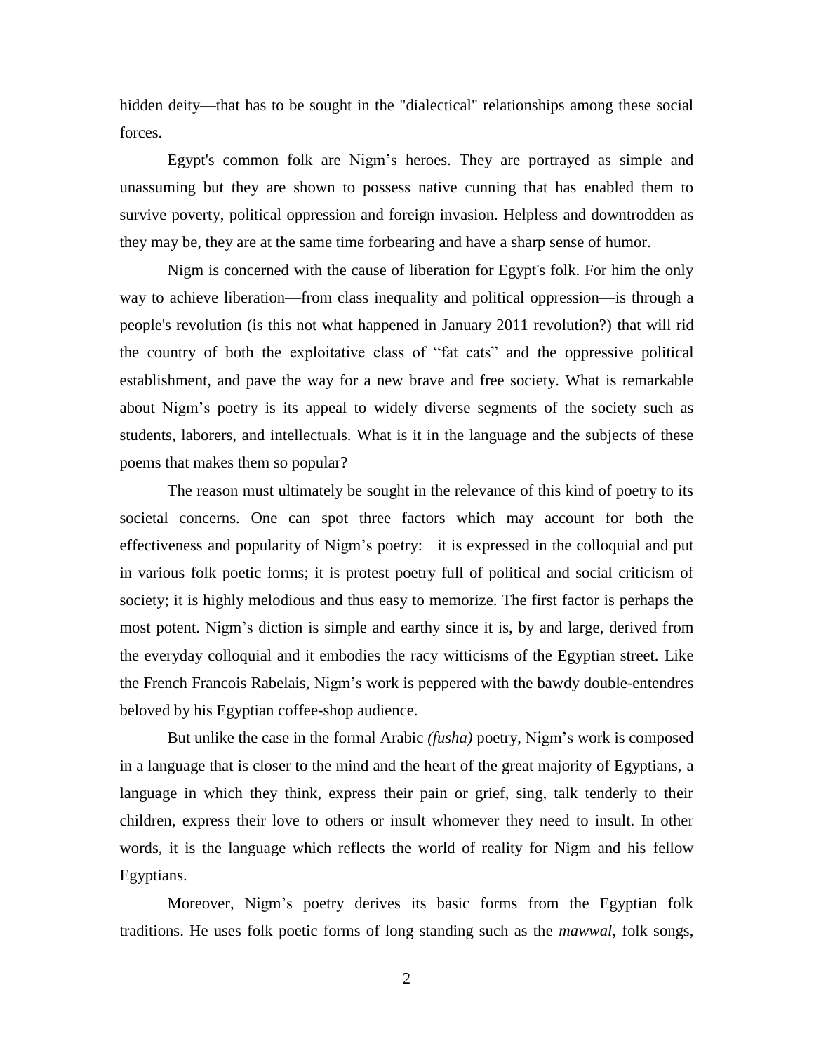hidden deity—that has to be sought in the "dialectical" relationships among these social forces.

Egypt's common folk are Nigm's heroes. They are portrayed as simple and unassuming but they are shown to possess native cunning that has enabled them to survive poverty, political oppression and foreign invasion. Helpless and downtrodden as they may be, they are at the same time forbearing and have a sharp sense of humor.

Nigm is concerned with the cause of liberation for Egypt's folk. For him the only way to achieve liberation—from class inequality and political oppression—is through a people's revolution (is this not what happened in January 2011 revolution?) that will rid the country of both the exploitative class of "fat cats" and the oppressive political establishment, and pave the way for a new brave and free society. What is remarkable about Nigm's poetry is its appeal to widely diverse segments of the society such as students, laborers, and intellectuals. What is it in the language and the subjects of these poems that makes them so popular?

The reason must ultimately be sought in the relevance of this kind of poetry to its societal concerns. One can spot three factors which may account for both the effectiveness and popularity of Nigm's poetry: it is expressed in the colloquial and put in various folk poetic forms; it is protest poetry full of political and social criticism of society; it is highly melodious and thus easy to memorize. The first factor is perhaps the most potent. Nigm's diction is simple and earthy since it is, by and large, derived from the everyday colloquial and it embodies the racy witticisms of the Egyptian street. Like the French Francois Rabelais, Nigm's work is peppered with the bawdy double-entendres beloved by his Egyptian coffee-shop audience.

But unlike the case in the formal Arabic *(fusha)* poetry, Nigm's work is composed in a language that is closer to the mind and the heart of the great majority of Egyptians, a language in which they think, express their pain or grief, sing, talk tenderly to their children, express their love to others or insult whomever they need to insult. In other words, it is the language which reflects the world of reality for Nigm and his fellow Egyptians.

Moreover, Nigm's poetry derives its basic forms from the Egyptian folk traditions. He uses folk poetic forms of long standing such as the *mawwal*, folk songs,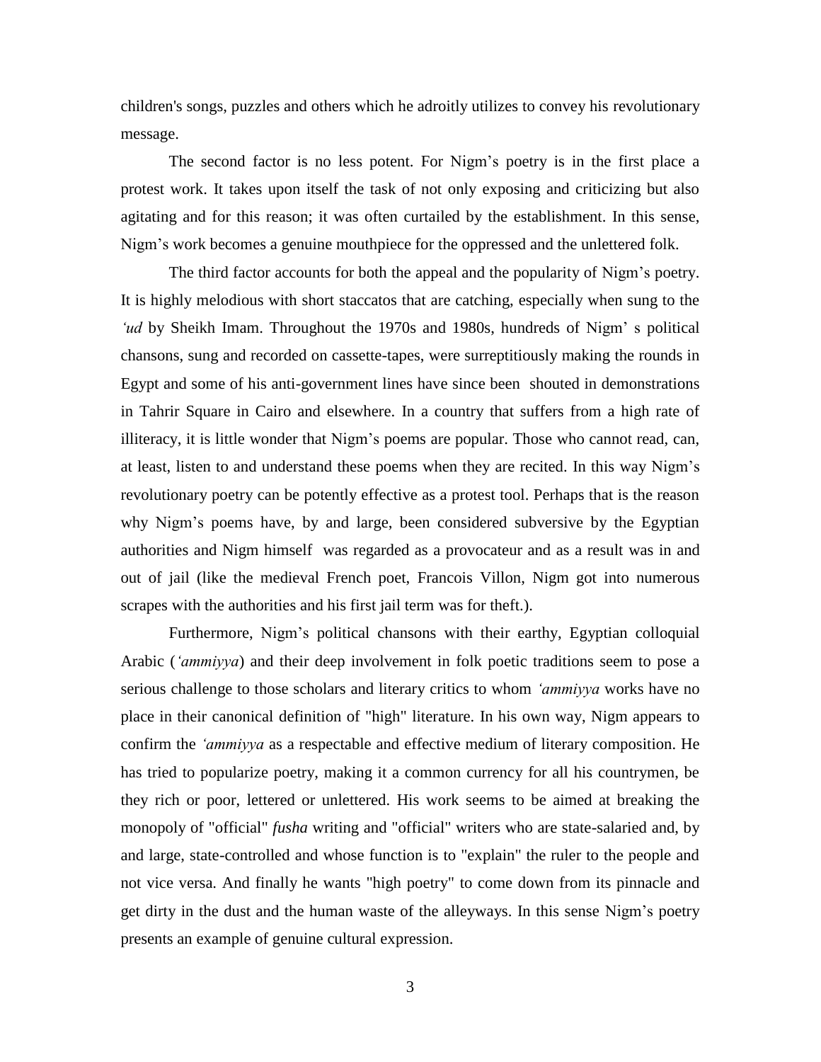children's songs, puzzles and others which he adroitly utilizes to convey his revolutionary message.

The second factor is no less potent. For Nigm's poetry is in the first place a protest work. It takes upon itself the task of not only exposing and criticizing but also agitating and for this reason; it was often curtailed by the establishment. In this sense, Nigm's work becomes a genuine mouthpiece for the oppressed and the unlettered folk.

The third factor accounts for both the appeal and the popularity of Nigm's poetry. It is highly melodious with short staccatos that are catching, especially when sung to the *'ud* by Sheikh Imam. Throughout the 1970s and 1980s, hundreds of Nigm' s political chansons, sung and recorded on cassette-tapes, were surreptitiously making the rounds in Egypt and some of his anti-government lines have since been shouted in demonstrations in Tahrir Square in Cairo and elsewhere. In a country that suffers from a high rate of illiteracy, it is little wonder that Nigm's poems are popular. Those who cannot read, can, at least, listen to and understand these poems when they are recited. In this way Nigm's revolutionary poetry can be potently effective as a protest tool. Perhaps that is the reason why Nigm's poems have, by and large, been considered subversive by the Egyptian authorities and Nigm himself was regarded as a provocateur and as a result was in and out of jail (like the medieval French poet, Francois Villon, Nigm got into numerous scrapes with the authorities and his first jail term was for theft.).

Furthermore, Nigm's political chansons with their earthy, Egyptian colloquial Arabic (*'ammiyya*) and their deep involvement in folk poetic traditions seem to pose a serious challenge to those scholars and literary critics to whom *'ammiyya* works have no place in their canonical definition of "high" literature. In his own way, Nigm appears to confirm the *'ammiyya* as a respectable and effective medium of literary composition. He has tried to popularize poetry, making it a common currency for all his countrymen, be they rich or poor, lettered or unlettered. His work seems to be aimed at breaking the monopoly of "official" *fusha* writing and "official" writers who are state-salaried and, by and large, state-controlled and whose function is to "explain" the ruler to the people and not vice versa. And finally he wants "high poetry" to come down from its pinnacle and get dirty in the dust and the human waste of the alleyways. In this sense Nigm's poetry presents an example of genuine cultural expression.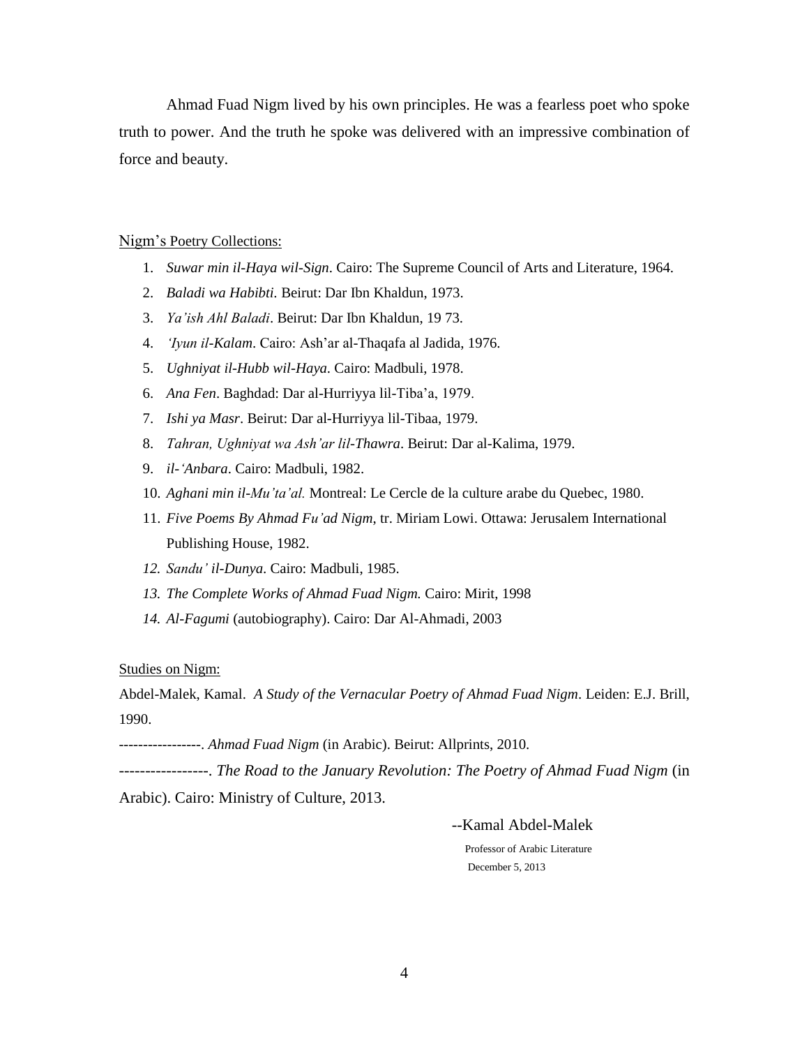Ahmad Fuad Nigm lived by his own principles. He was a fearless poet who spoke truth to power. And the truth he spoke was delivered with an impressive combination of force and beauty.

<u>Nigm's Poetry Collections:</u>

1. *Suwar min il-Haya wil-Sign*. Cairo: The Supreme Council of Arts and Literature, 1964.
2. *Baladi wa Habibti.* Beirut: Dar Ibn Khaldun, 1973.
3. *Ya'ish Ahl Baladi*. Beirut: Dar Ibn Khaldun, 19 73.
4. *'Iyun il-Kalam*. Cairo: Ash'ar al-Thaqafa al Jadida, 1976.
5. *Ughniyat il-Hubb wil-Haya*. Cairo: Madbuli, 1978.
6. *Ana Fen*. Baghdad: Dar al-Hurriyya lil-Tiba'a, 1979.
7. *Ishi ya Masr*. Beirut: Dar al-Hurriyya lil-Tibaa, 1979.
8. *Tahran, Ughniyat wa Ash'ar lil-Thawra*. Beirut: Dar al-Kalima, 1979.
9. *il-'Anbara*. Cairo: Madbuli, 1982.
10. *Aghani min il-Mu'ta'al.* Montreal: Le Cercle de la culture arabe du Quebec, 1980.
11. *Five Poems By Ahmad Fu'ad Nigm*, tr. Miriam Lowi. Ottawa: Jerusalem International Publishing House, 1982.
12. *Sandu' il-Dunya*. Cairo: Madbuli, 1985.
13. *The Complete Works of Ahmad Fuad Nigm.* Cairo: Mirit, 1998
14. *Al-Fagumi* (autobiography). Cairo: Dar Al-Ahmadi, 2003

<u>Studies on Nigm:</u>

Abdel-Malek, Kamal. *A Study of the Vernacular Poetry of Ahmad Fuad Nigm*. Leiden: E.J. Brill, 1990.

----------------. *Ahmad Fuad Nigm* (in Arabic). Beirut: Allprints, 2010.

----------------. *The Road to the January Revolution: The Poetry of Ahmad Fuad Nigm* (in Arabic). Cairo: Ministry of Culture, 2013.

--Kamal Abdel-Malek

Professor of Arabic Literature

December 5, 2013